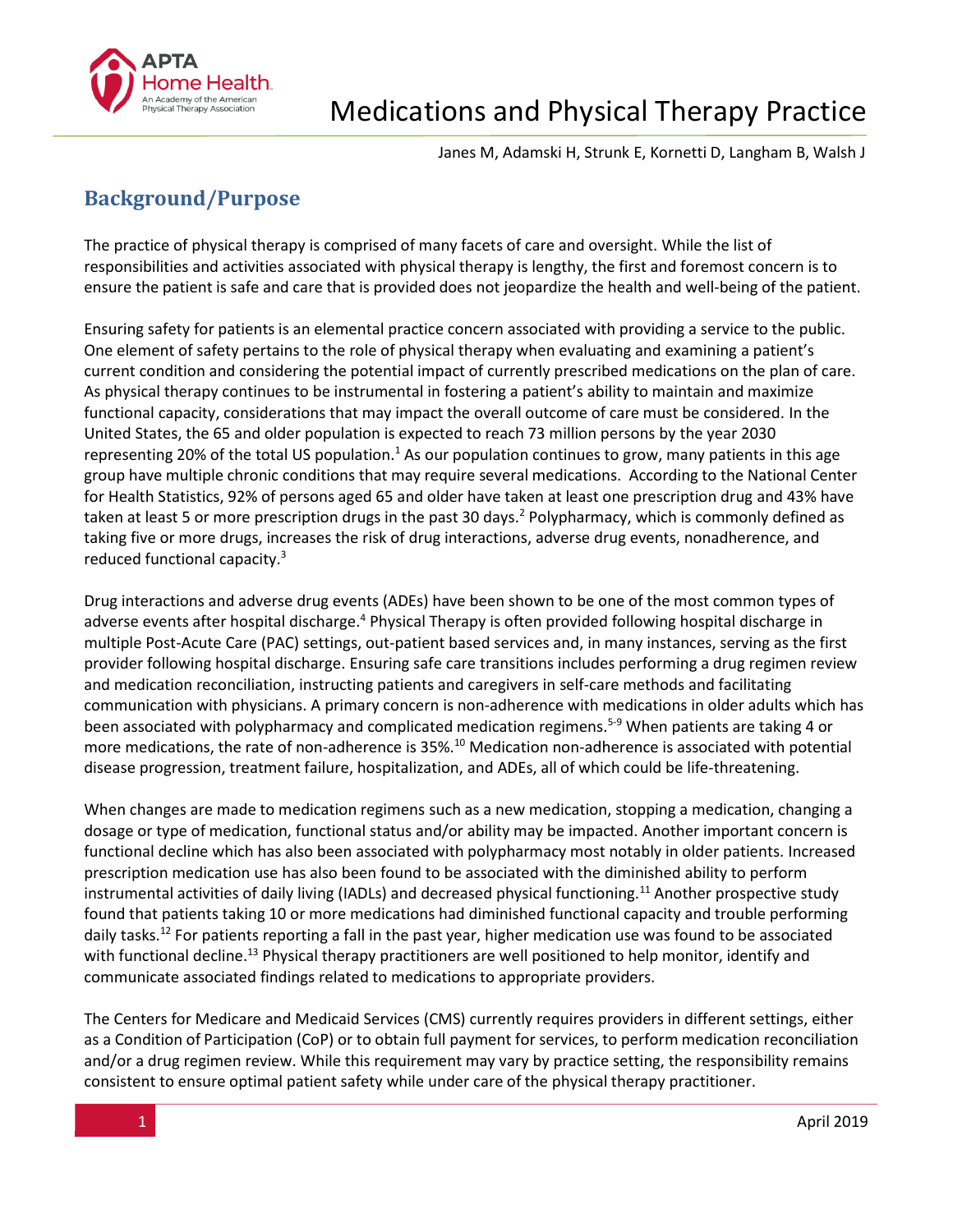# Medications and Physical Therapy Practice

Janes M, Adamski H, Strunk E, Kornetti D, Langham B, Walsh J

## Background/Purpose

The practice of physical therapy is comprised of many facets of care and oversight. While the list of responsibilities and activities associated with physical therapy is lengthy, the first and foremost concern is to ensure the patient is safe and care that is provided does not jeopardize the health and well-being of the patient.

Ensuring safety for patients is an elemental practice concern associated with providing a service to the public. One element of safety pertains to the role of physical therapy when evaluating and examining a patient's current condition and considering the potential impact of currently prescribed medications on the plan of care. As physical therapy continues to be instrumental in fostering a patient's ability to maintain and maximize functional capacity, considerations that may impact the overall outcome of care must be considered. In the United States, the 65 and older population is expected to reach 73 million persons by the year 2030 representing 20% of the total US population.[1] As our population continues to grow, many patients in this age group have multiple chronic conditions that may require several medications. According to the National Center for Health Statistics, 92% of persons aged 65 and older have taken at least one prescription drug and 43% have taken at least 5 or more prescription drugs in the past 30 days.[2] Polypharmacy, which is commonly defined as taking five or more drugs, increases the risk of drug interactions, adverse drug events, nonadherence, and reduced functional capacity.[3]

Drug interactions and adverse drug events (ADEs) have been shown to be one of the most common types of adverse events after hospital discharge.[4] Physical Therapy is often provided following hospital discharge in multiple Post-Acute Care (PAC) settings, out-patient based services and, in many instances, serving as the first provider following hospital discharge. Ensuring safe care transitions includes performing a drug regimen review and medication reconciliation, instructing patients and caregivers in self-care methods and facilitating communication with physicians. A primary concern is non-adherence with medications in older adults which has been associated with polypharmacy and complicated medication regimens.[5-9] When patients are taking 4 or more medications, the rate of non-adherence is 35%.[10] Medication non-adherence is associated with potential disease progression, treatment failure, hospitalization, and ADEs, all of which could be life-threatening.

When changes are made to medication regimens such as a new medication, stopping a medication, changing a dosage or type of medication, functional status and/or ability may be impacted. Another important concern is functional decline which has also been associated with polypharmacy most notably in older patients. Increased prescription medication use has also been found to be associated with the diminished ability to perform instrumental activities of daily living (IADLs) and decreased physical functioning.[11] Another prospective study found that patients taking 10 or more medications had diminished functional capacity and trouble performing daily tasks.[12] For patients reporting a fall in the past year, higher medication use was found to be associated with functional decline.[13] Physical therapy practitioners are well positioned to help monitor, identify and communicate associated findings related to medications to appropriate providers.

The Centers for Medicare and Medicaid Services (CMS) currently requires providers in different settings, either as a Condition of Participation (CoP) or to obtain full payment for services, to perform medication reconciliation and/or a drug regimen review. While this requirement may vary by practice setting, the responsibility remains consistent to ensure optimal patient safety while under care of the physical therapy practitioner.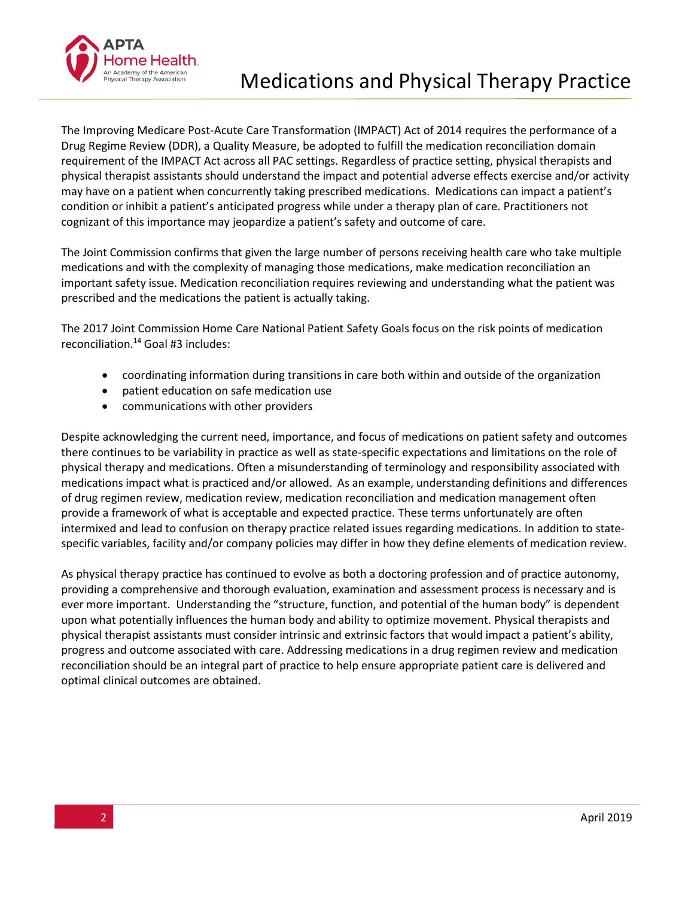The Improving Medicare Post-Acute Care Transformation (IMPACT) Act of 2014 requires the performance of a Drug Regime Review (DDR), a Quality Measure, be adopted to fulfill the medication reconciliation domain requirement of the IMPACT Act across all PAC settings. Regardless of practice setting, physical therapists and physical therapist assistants should understand the impact and potential adverse effects exercise and/or activity may have on a patient when concurrently taking prescribed medications. Medications can impact a patient's condition or inhibit a patient's anticipated progress while under a therapy plan of care. Practitioners not cognizant of this importance may jeopardize a patient's safety and outcome of care.

The Joint Commission confirms that given the large number of persons receiving health care who take multiple medications and with the complexity of managing those medications, make medication reconciliation an important safety issue. Medication reconciliation requires reviewing and understanding what the patient was prescribed and the medications the patient is actually taking.

The 2017 Joint Commission Home Care National Patient Safety Goals focus on the risk points of medication reconciliation.[14] Goal #3 includes:

- coordinating information during transitions in care both within and outside of the organization
- patient education on safe medication use
- communications with other providers

Despite acknowledging the current need, importance, and focus of medications on patient safety and outcomes there continues to be variability in practice as well as state-specific expectations and limitations on the role of physical therapy and medications. Often a misunderstanding of terminology and responsibility associated with medications impact what is practiced and/or allowed. As an example, understanding definitions and differences of drug regimen review, medication review, medication reconciliation and medication management often provide a framework of what is acceptable and expected practice. These terms unfortunately are often intermixed and lead to confusion on therapy practice related issues regarding medications. In addition to state-specific variables, facility and/or company policies may differ in how they define elements of medication review.

As physical therapy practice has continued to evolve as both a doctoring profession and of practice autonomy, providing a comprehensive and thorough evaluation, examination and assessment process is necessary and is ever more important. Understanding the "structure, function, and potential of the human body" is dependent upon what potentially influences the human body and ability to optimize movement. Physical therapists and physical therapist assistants must consider intrinsic and extrinsic factors that would impact a patient's ability, progress and outcome associated with care. Addressing medications in a drug regimen review and medication reconciliation should be an integral part of practice to help ensure appropriate patient care is delivered and optimal clinical outcomes are obtained.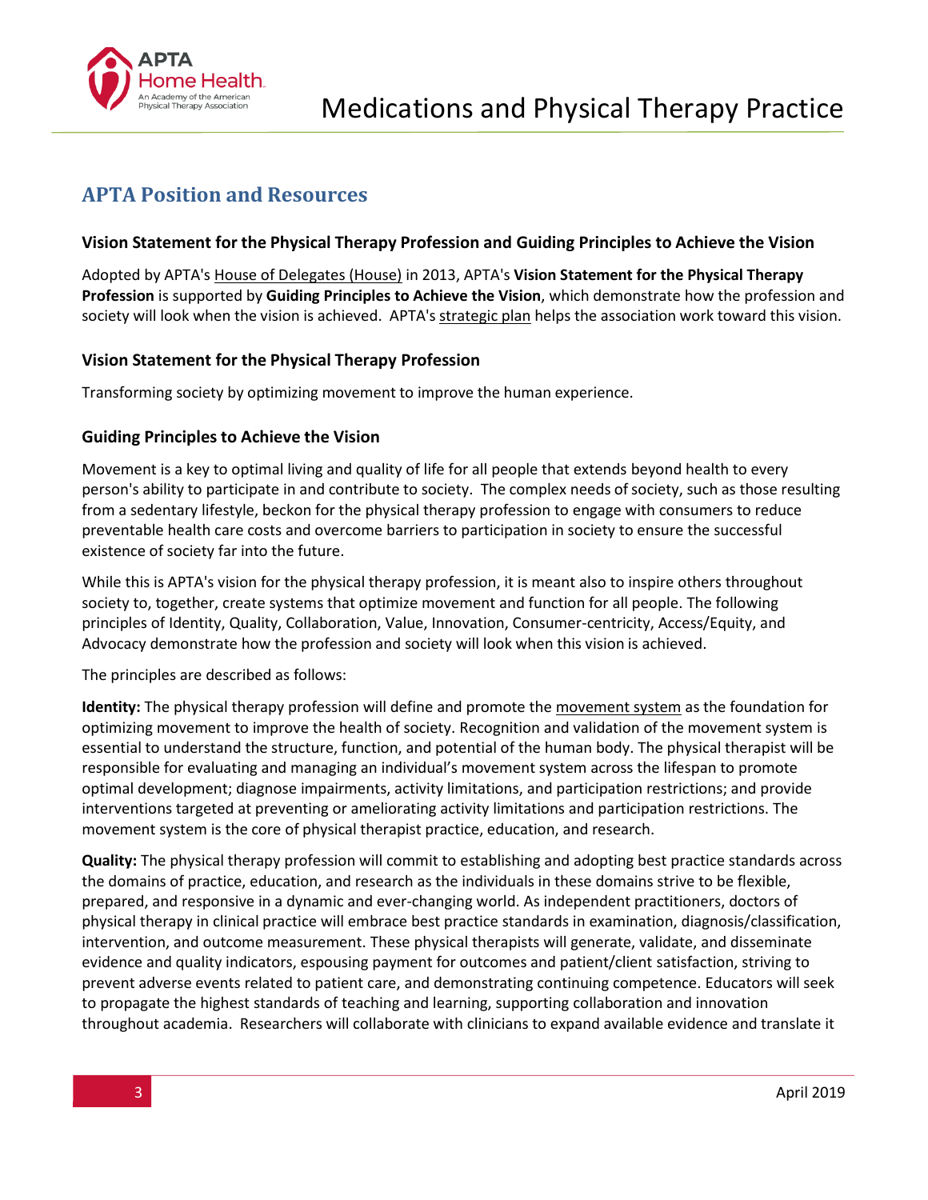## APTA Position and Resources

### Vision Statement for the Physical Therapy Profession and Guiding Principles to Achieve the Vision

Adopted by APTA's House of Delegates (House) in 2013, APTA's **Vision Statement for the Physical Therapy Profession** is supported by **Guiding Principles to Achieve the Vision**, which demonstrate how the profession and society will look when the vision is achieved. APTA's strategic plan helps the association work toward this vision.

### Vision Statement for the Physical Therapy Profession

Transforming society by optimizing movement to improve the human experience.

### Guiding Principles to Achieve the Vision

Movement is a key to optimal living and quality of life for all people that extends beyond health to every person's ability to participate in and contribute to society. The complex needs of society, such as those resulting from a sedentary lifestyle, beckon for the physical therapy profession to engage with consumers to reduce preventable health care costs and overcome barriers to participation in society to ensure the successful existence of society far into the future.

While this is APTA's vision for the physical therapy profession, it is meant also to inspire others throughout society to, together, create systems that optimize movement and function for all people. The following principles of Identity, Quality, Collaboration, Value, Innovation, Consumer-centricity, Access/Equity, and Advocacy demonstrate how the profession and society will look when this vision is achieved.

The principles are described as follows:

**Identity:** The physical therapy profession will define and promote the movement system as the foundation for optimizing movement to improve the health of society. Recognition and validation of the movement system is essential to understand the structure, function, and potential of the human body. The physical therapist will be responsible for evaluating and managing an individual's movement system across the lifespan to promote optimal development; diagnose impairments, activity limitations, and participation restrictions; and provide interventions targeted at preventing or ameliorating activity limitations and participation restrictions. The movement system is the core of physical therapist practice, education, and research.

**Quality:** The physical therapy profession will commit to establishing and adopting best practice standards across the domains of practice, education, and research as the individuals in these domains strive to be flexible, prepared, and responsive in a dynamic and ever-changing world. As independent practitioners, doctors of physical therapy in clinical practice will embrace best practice standards in examination, diagnosis/classification, intervention, and outcome measurement. These physical therapists will generate, validate, and disseminate evidence and quality indicators, espousing payment for outcomes and patient/client satisfaction, striving to prevent adverse events related to patient care, and demonstrating continuing competence. Educators will seek to propagate the highest standards of teaching and learning, supporting collaboration and innovation throughout academia. Researchers will collaborate with clinicians to expand available evidence and translate it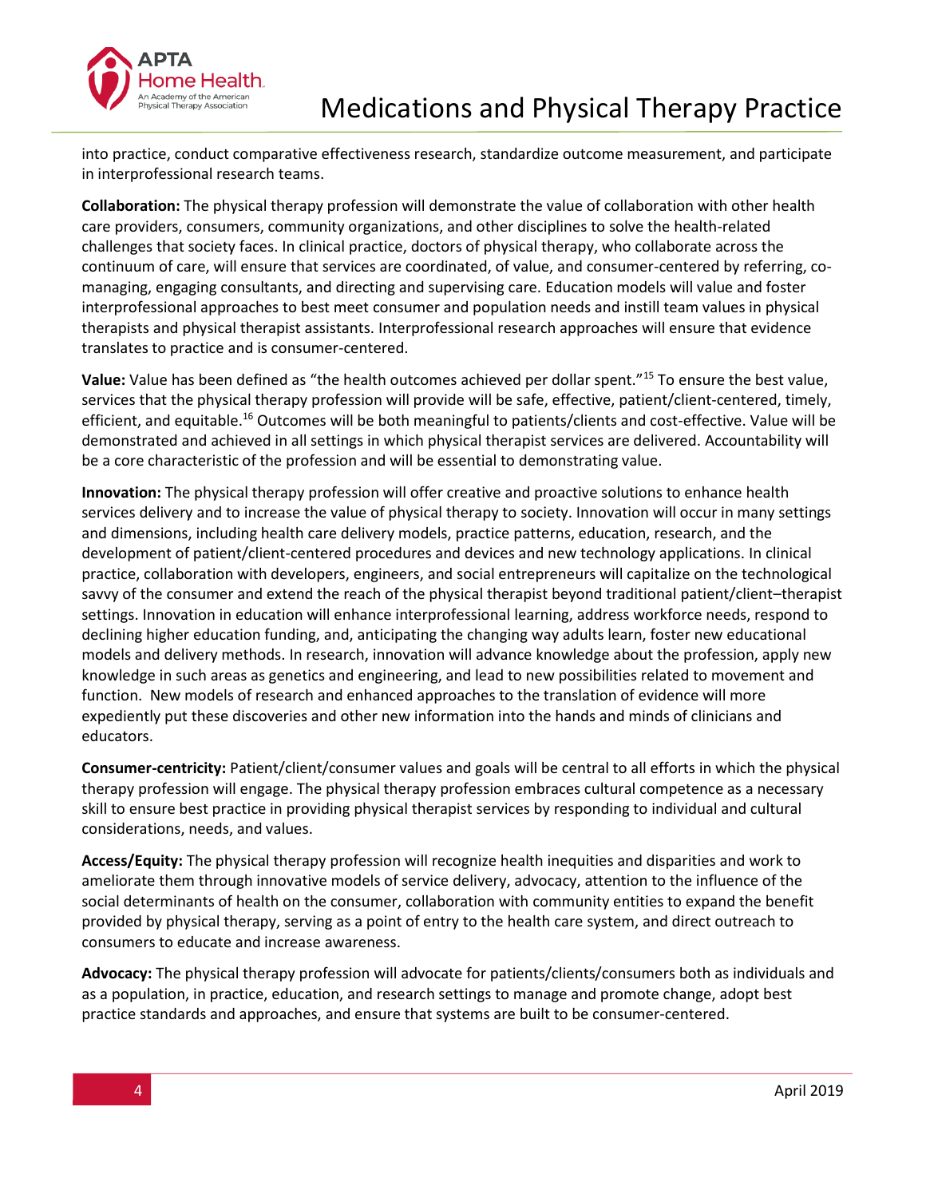into practice, conduct comparative effectiveness research, standardize outcome measurement, and participate in interprofessional research teams.

**Collaboration:** The physical therapy profession will demonstrate the value of collaboration with other health care providers, consumers, community organizations, and other disciplines to solve the health-related challenges that society faces. In clinical practice, doctors of physical therapy, who collaborate across the continuum of care, will ensure that services are coordinated, of value, and consumer-centered by referring, co-managing, engaging consultants, and directing and supervising care. Education models will value and foster interprofessional approaches to best meet consumer and population needs and instill team values in physical therapists and physical therapist assistants. Interprofessional research approaches will ensure that evidence translates to practice and is consumer-centered.

**Value:** Value has been defined as "the health outcomes achieved per dollar spent."[15] To ensure the best value, services that the physical therapy profession will provide will be safe, effective, patient/client-centered, timely, efficient, and equitable.[16] Outcomes will be both meaningful to patients/clients and cost-effective. Value will be demonstrated and achieved in all settings in which physical therapist services are delivered. Accountability will be a core characteristic of the profession and will be essential to demonstrating value.

**Innovation:** The physical therapy profession will offer creative and proactive solutions to enhance health services delivery and to increase the value of physical therapy to society. Innovation will occur in many settings and dimensions, including health care delivery models, practice patterns, education, research, and the development of patient/client-centered procedures and devices and new technology applications. In clinical practice, collaboration with developers, engineers, and social entrepreneurs will capitalize on the technological savvy of the consumer and extend the reach of the physical therapist beyond traditional patient/client–therapist settings. Innovation in education will enhance interprofessional learning, address workforce needs, respond to declining higher education funding, and, anticipating the changing way adults learn, foster new educational models and delivery methods. In research, innovation will advance knowledge about the profession, apply new knowledge in such areas as genetics and engineering, and lead to new possibilities related to movement and function. New models of research and enhanced approaches to the translation of evidence will more expediently put these discoveries and other new information into the hands and minds of clinicians and educators.

**Consumer-centricity:** Patient/client/consumer values and goals will be central to all efforts in which the physical therapy profession will engage. The physical therapy profession embraces cultural competence as a necessary skill to ensure best practice in providing physical therapist services by responding to individual and cultural considerations, needs, and values.

**Access/Equity:** The physical therapy profession will recognize health inequities and disparities and work to ameliorate them through innovative models of service delivery, advocacy, attention to the influence of the social determinants of health on the consumer, collaboration with community entities to expand the benefit provided by physical therapy, serving as a point of entry to the health care system, and direct outreach to consumers to educate and increase awareness.

**Advocacy:** The physical therapy profession will advocate for patients/clients/consumers both as individuals and as a population, in practice, education, and research settings to manage and promote change, adopt best practice standards and approaches, and ensure that systems are built to be consumer-centered.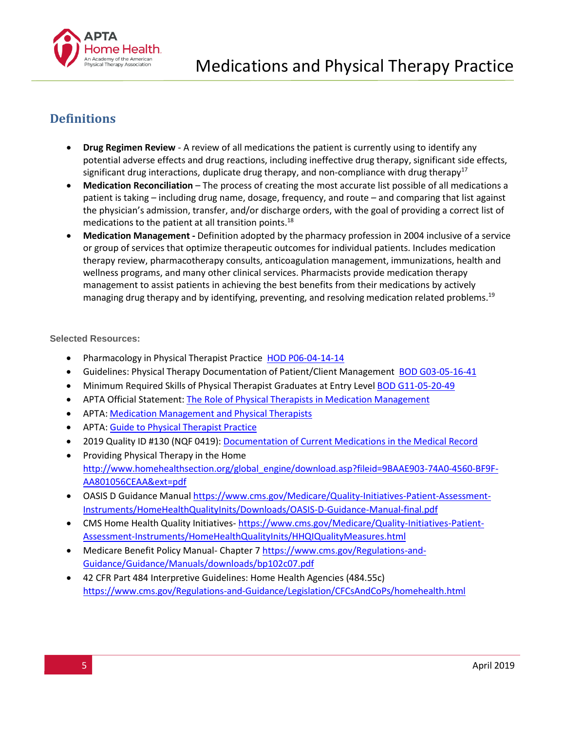## Definitions

- **Drug Regimen Review** - A review of all medications the patient is currently using to identify any potential adverse effects and drug reactions, including ineffective drug therapy, significant side effects, significant drug interactions, duplicate drug therapy, and non-compliance with drug therapy[17]
- **Medication Reconciliation** – The process of creating the most accurate list possible of all medications a patient is taking – including drug name, dosage, frequency, and route – and comparing that list against the physician's admission, transfer, and/or discharge orders, with the goal of providing a correct list of medications to the patient at all transition points.[18]
- **Medication Management -** Definition adopted by the pharmacy profession in 2004 inclusive of a service or group of services that optimize therapeutic outcomes for individual patients. Includes medication therapy review, pharmacotherapy consults, anticoagulation management, immunizations, health and wellness programs, and many other clinical services. Pharmacists provide medication therapy management to assist patients in achieving the best benefits from their medications by actively managing drug therapy and by identifying, preventing, and resolving medication related problems.[19]

**Selected Resources:**

- Pharmacology in Physical Therapist Practice HOD P06-04-14-14
- Guidelines: Physical Therapy Documentation of Patient/Client Management BOD G03-05-16-41
- Minimum Required Skills of Physical Therapist Graduates at Entry Level BOD G11-05-20-49
- APTA Official Statement: The Role of Physical Therapists in Medication Management
- APTA: Medication Management and Physical Therapists
- APTA: Guide to Physical Therapist Practice
- 2019 Quality ID #130 (NQF 0419): Documentation of Current Medications in the Medical Record
- Providing Physical Therapy in the Home http://www.homehealthsection.org/global_engine/download.asp?fileid=9BAAE903-74A0-4560-BF9F-AA801056CEAA&ext=pdf
- OASIS D Guidance Manual https://www.cms.gov/Medicare/Quality-Initiatives-Patient-Assessment-Instruments/HomeHealthQualityInits/Downloads/OASIS-D-Guidance-Manual-final.pdf
- CMS Home Health Quality Initiatives- https://www.cms.gov/Medicare/Quality-Initiatives-Patient-Assessment-Instruments/HomeHealthQualityInits/HHQIQualityMeasures.html
- Medicare Benefit Policy Manual- Chapter 7 https://www.cms.gov/Regulations-and-Guidance/Guidance/Manuals/downloads/bp102c07.pdf
- 42 CFR Part 484 Interpretive Guidelines: Home Health Agencies (484.55c) https://www.cms.gov/Regulations-and-Guidance/Legislation/CFCsAndCoPs/homehealth.html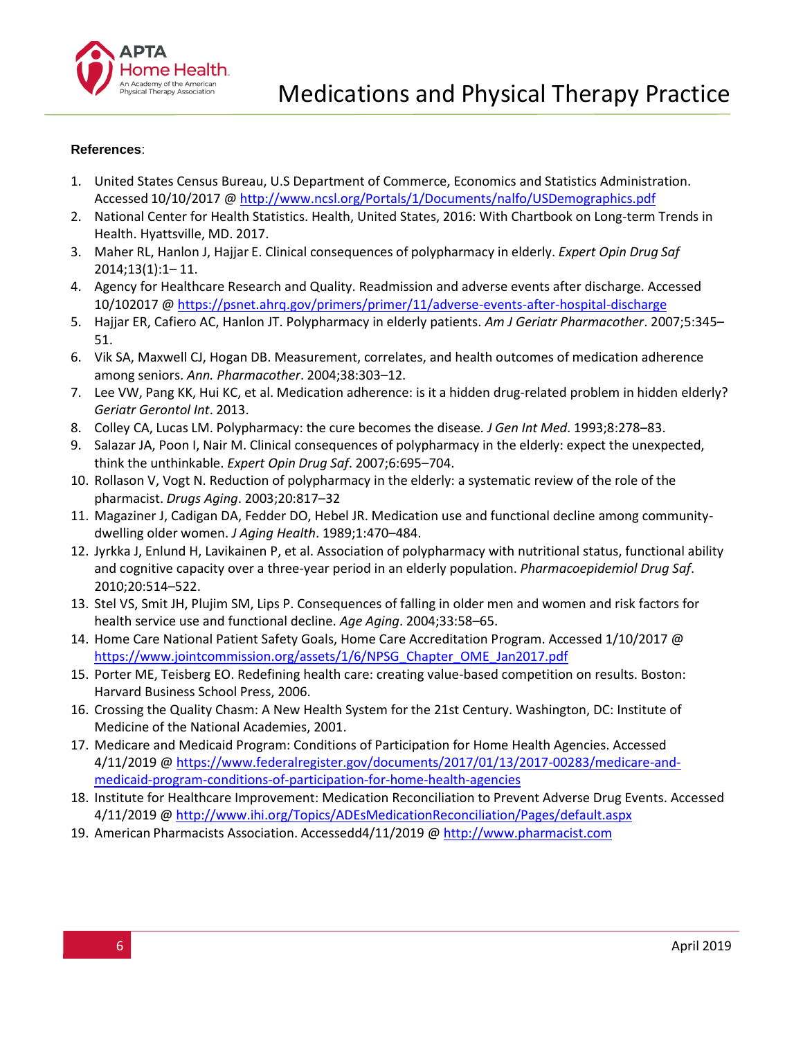**References**:

1. United States Census Bureau, U.S Department of Commerce, Economics and Statistics Administration. Accessed 10/10/2017 @ http://www.ncsl.org/Portals/1/Documents/nalfo/USDemographics.pdf
2. National Center for Health Statistics. Health, United States, 2016: With Chartbook on Long-term Trends in Health. Hyattsville, MD. 2017.
3. Maher RL, Hanlon J, Hajjar E. Clinical consequences of polypharmacy in elderly. *Expert Opin Drug Saf* 2014;13(1):1– 11.
4. Agency for Healthcare Research and Quality. Readmission and adverse events after discharge. Accessed 10/102017 @ https://psnet.ahrq.gov/primers/primer/11/adverse-events-after-hospital-discharge
5. Hajjar ER, Cafiero AC, Hanlon JT. Polypharmacy in elderly patients. *Am J Geriatr Pharmacother*. 2007;5:345–51.
6. Vik SA, Maxwell CJ, Hogan DB. Measurement, correlates, and health outcomes of medication adherence among seniors. *Ann. Pharmacother*. 2004;38:303–12.
7. Lee VW, Pang KK, Hui KC, et al. Medication adherence: is it a hidden drug-related problem in hidden elderly? *Geriatr Gerontol Int*. 2013.
8. Colley CA, Lucas LM. Polypharmacy: the cure becomes the disease. *J Gen Int Med*. 1993;8:278–83.
9. Salazar JA, Poon I, Nair M. Clinical consequences of polypharmacy in the elderly: expect the unexpected, think the unthinkable. *Expert Opin Drug Saf*. 2007;6:695–704.
10. Rollason V, Vogt N. Reduction of polypharmacy in the elderly: a systematic review of the role of the pharmacist. *Drugs Aging*. 2003;20:817–32
11. Magaziner J, Cadigan DA, Fedder DO, Hebel JR. Medication use and functional decline among community-dwelling older women. *J Aging Health*. 1989;1:470–484.
12. Jyrkka J, Enlund H, Lavikainen P, et al. Association of polypharmacy with nutritional status, functional ability and cognitive capacity over a three-year period in an elderly population. *Pharmacoepidemiol Drug Saf*. 2010;20:514–522.
13. Stel VS, Smit JH, Plujim SM, Lips P. Consequences of falling in older men and women and risk factors for health service use and functional decline. *Age Aging*. 2004;33:58–65.
14. Home Care National Patient Safety Goals, Home Care Accreditation Program. Accessed 1/10/2017 @ https://www.jointcommission.org/assets/1/6/NPSG_Chapter_OME_Jan2017.pdf
15. Porter ME, Teisberg EO. Redefining health care: creating value-based competition on results. Boston: Harvard Business School Press, 2006.
16. Crossing the Quality Chasm: A New Health System for the 21st Century. Washington, DC: Institute of Medicine of the National Academies, 2001.
17. Medicare and Medicaid Program: Conditions of Participation for Home Health Agencies. Accessed 4/11/2019 @ https://www.federalregister.gov/documents/2017/01/13/2017-00283/medicare-and-medicaid-program-conditions-of-participation-for-home-health-agencies
18. Institute for Healthcare Improvement: Medication Reconciliation to Prevent Adverse Drug Events. Accessed 4/11/2019 @ http://www.ihi.org/Topics/ADEsMedicationReconciliation/Pages/default.aspx
19. American Pharmacists Association. Accessedd4/11/2019 @ http://www.pharmacist.com